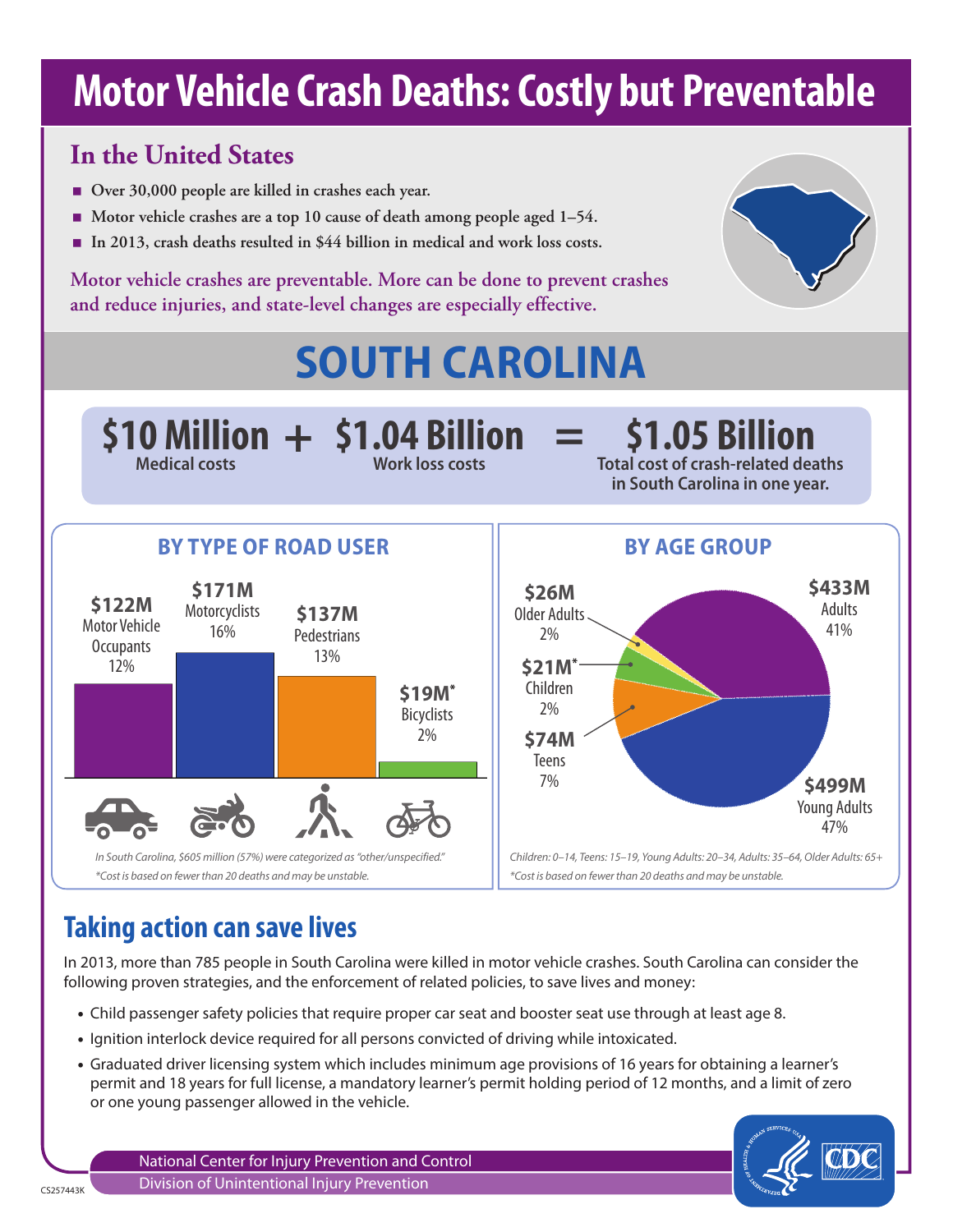# Motor Vehicle Crash Deaths: Costly but Preventable

## In the United States

- Over 30,000 people are killed in crashes each year.
- Motor vehicle crashes are a top 10 cause of death among people aged 1–54.
- In 2013, crash deaths resulted in $44 billion in medical and work loss costs.

**Motor vehicle crashes are preventable. More can be done to prevent crashes and reduce injuries, and state-level changes are especially effective.**

# SOUTH CAROLINA

**$10 Million** Medical costs **+** **$1.04 Billion** Work loss costs **=** **$1.05 Billion** Total cost of crash-related deaths in South Carolina in one year.

### BY TYPE OF ROAD USER

| Road User | Cost | Percent |
| --- | --- | --- |
| Motor Vehicle Occupants | $122M | 12% |
| Motorcyclists | $171M | 16% |
| Pedestrians | $137M | 13% |
| Bicyclists | $19M* | 2% |

*In South Carolina, $605 million (57%) were categorized as "other/unspecified."*

**Cost is based on fewer than 20 deaths and may be unstable.*

### BY AGE GROUP

| Age Group | Cost | Percent |
| --- | --- | --- |
| Children | $21M* | 2% |
| Teens | $74M | 7% |
| Young Adults | $499M | 47% |
| Adults | $433M | 41% |
| Older Adults | $26M | 2% |

*Children: 0–14, Teens: 15–19, Young Adults: 20–34, Adults: 35–64, Older Adults: 65+*

**Cost is based on fewer than 20 deaths and may be unstable.*

## Taking action can save lives

In 2013, more than 785 people in South Carolina were killed in motor vehicle crashes. South Carolina can consider the following proven strategies, and the enforcement of related policies, to save lives and money:

- Child passenger safety policies that require proper car seat and booster seat use through at least age 8.
- Ignition interlock device required for all persons convicted of driving while intoxicated.
- Graduated driver licensing system which includes minimum age provisions of 16 years for obtaining a learner's permit and 18 years for full license, a mandatory learner's permit holding period of 12 months, and a limit of zero or one young passenger allowed in the vehicle.

National Center for Injury Prevention and Control
Division of Unintentional Injury Prevention

CS257443K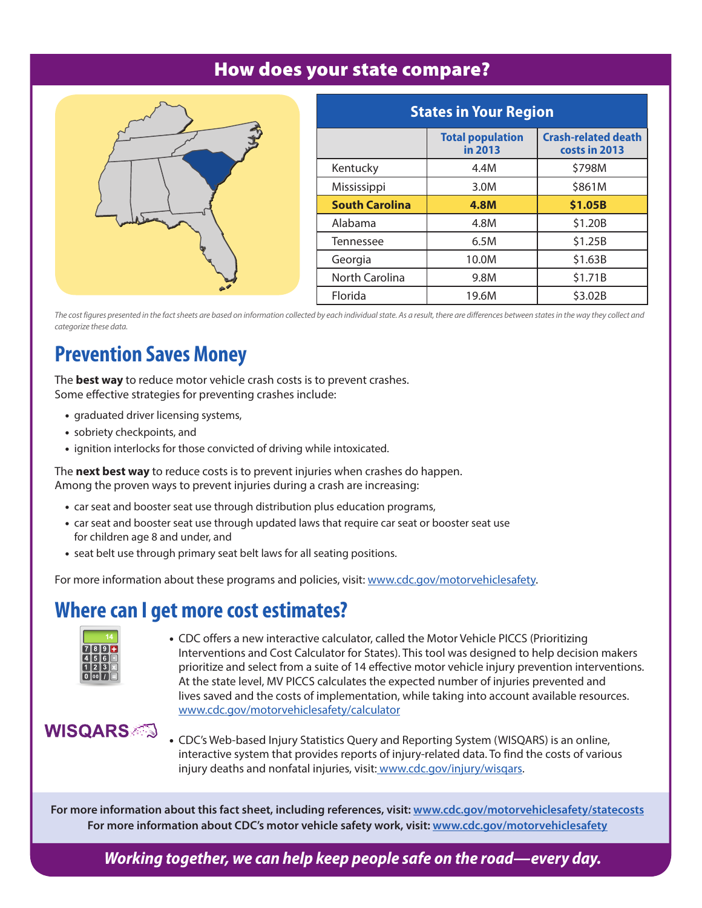## How does your state compare?

| States in Your Region | | |
|---|---|---|
| | **Total population in 2013** | **Crash-related death costs in 2013** |
| Kentucky | 4.4M | $798M |
| Mississippi | 3.0M | $861M |
| **South Carolina** | **4.8M** | **$1.05B** |
| Alabama | 4.8M | $1.20B |
| Tennessee | 6.5M | $1.25B |
| Georgia | 10.0M | $1.63B |
| North Carolina | 9.8M | $1.71B |
| Florida | 19.6M | $3.02B |

*The cost figures presented in the fact sheets are based on information collected by each individual state. As a result, there are differences between states in the way they collect and categorize these data.*

## Prevention Saves Money

The **best way** to reduce motor vehicle crash costs is to prevent crashes.
Some effective strategies for preventing crashes include:

- graduated driver licensing systems,
- sobriety checkpoints, and
- ignition interlocks for those convicted of driving while intoxicated.

The **next best way** to reduce costs is to prevent injuries when crashes do happen.
Among the proven ways to prevent injuries during a crash are increasing:

- car seat and booster seat use through distribution plus education programs,
- car seat and booster seat use through updated laws that require car seat or booster seat use for children age 8 and under, and
- seat belt use through primary seat belt laws for all seating positions.

For more information about these programs and policies, visit: www.cdc.gov/motorvehiclesafety.

## Where can I get more cost estimates?

- CDC offers a new interactive calculator, called the Motor Vehicle PICCS (Prioritizing Interventions and Cost Calculator for States). This tool was designed to help decision makers prioritize and select from a suite of 14 effective motor vehicle injury prevention interventions. At the state level, MV PICCS calculates the expected number of injuries prevented and lives saved and the costs of implementation, while taking into account available resources. www.cdc.gov/motorvehiclesafety/calculator

WISQARS

- CDC's Web-based Injury Statistics Query and Reporting System (WISQARS) is an online, interactive system that provides reports of injury-related data. To find the costs of various injury deaths and nonfatal injuries, visit: www.cdc.gov/injury/wisqars.

**For more information about this fact sheet, including references, visit: www.cdc.gov/motorvehiclesafety/statecosts**
**For more information about CDC's motor vehicle safety work, visit: www.cdc.gov/motorvehiclesafety**

***Working together, we can help keep people safe on the road—every day.***